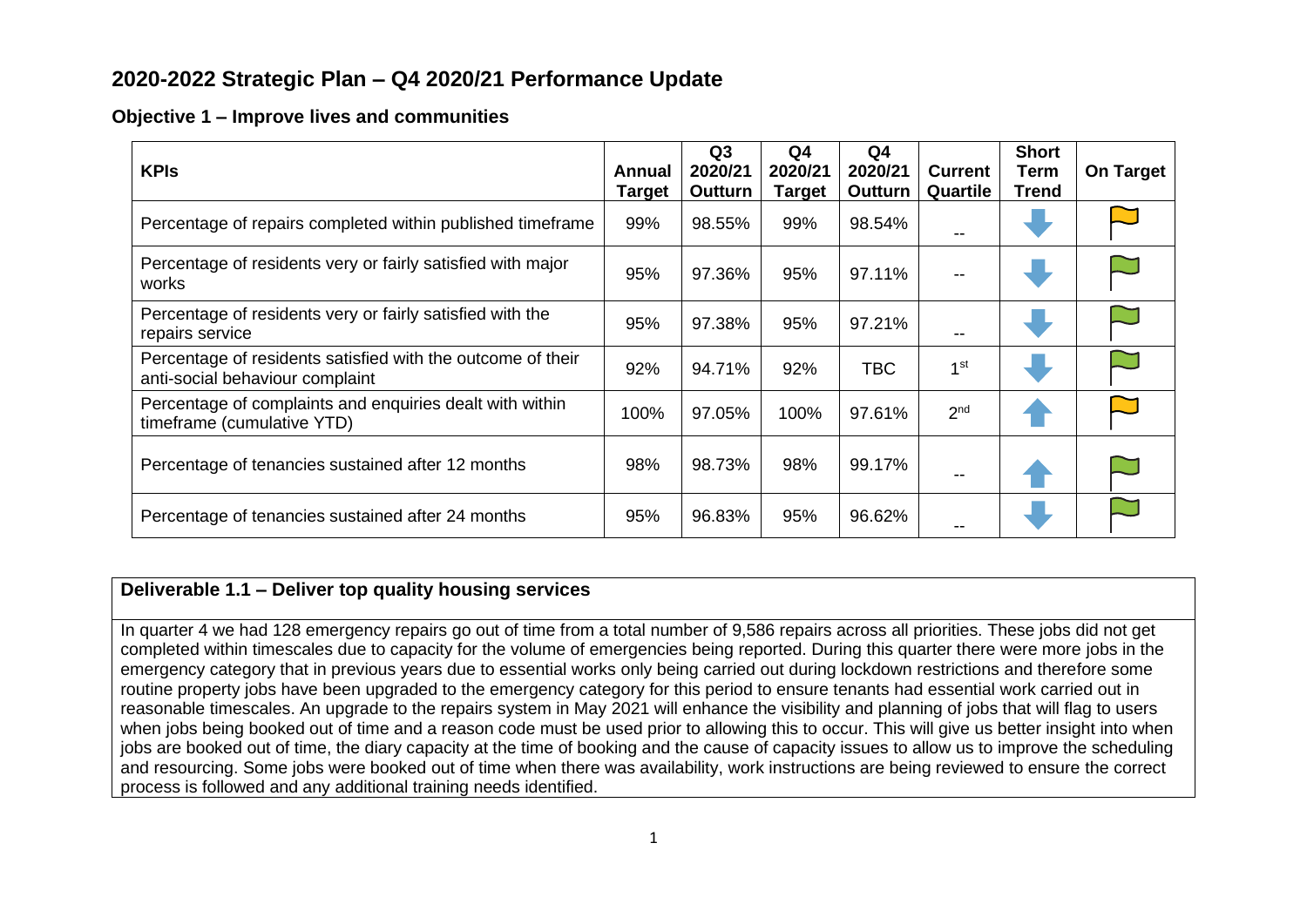# 2020-2022 Strategic Plan – Q4 2020/21 Performance Update

## Objective 1 – Improve lives and communities

| KPIs | Annual Target | Q3 2020/21 Outturn | Q4 2020/21 Target | Q4 2020/21 Outturn | Current Quartile | Short Term Trend | On Target |
|---|---|---|---|---|---|---|---|
| Percentage of repairs completed within published timeframe | 99% | 98.55% | 99% | 98.54% | -- | Down | Amber |
| Percentage of residents very or fairly satisfied with major works | 95% | 97.36% | 95% | 97.11% | -- | Down | Green |
| Percentage of residents very or fairly satisfied with the repairs service | 95% | 97.38% | 95% | 97.21% | -- | Down | Green |
| Percentage of residents satisfied with the outcome of their anti-social behaviour complaint | 92% | 94.71% | 92% | TBC | 1st | Down | Green |
| Percentage of complaints and enquiries dealt with within timeframe (cumulative YTD) | 100% | 97.05% | 100% | 97.61% | 2nd | Up | Amber |
| Percentage of tenancies sustained after 12 months | 98% | 98.73% | 98% | 99.17% | -- | Up | Green |
| Percentage of tenancies sustained after 24 months | 95% | 96.83% | 95% | 96.62% | -- | Down | Green |

### Deliverable 1.1 – Deliver top quality housing services

In quarter 4 we had 128 emergency repairs go out of time from a total number of 9,586 repairs across all priorities. These jobs did not get completed within timescales due to capacity for the volume of emergencies being reported. During this quarter there were more jobs in the emergency category that in previous years due to essential works only being carried out during lockdown restrictions and therefore some routine property jobs have been upgraded to the emergency category for this period to ensure tenants had essential work carried out in reasonable timescales. An upgrade to the repairs system in May 2021 will enhance the visibility and planning of jobs that will flag to users when jobs being booked out of time and a reason code must be used prior to allowing this to occur. This will give us better insight into when jobs are booked out of time, the diary capacity at the time of booking and the cause of capacity issues to allow us to improve the scheduling and resourcing. Some jobs were booked out of time when there was availability, work instructions are being reviewed to ensure the correct process is followed and any additional training needs identified.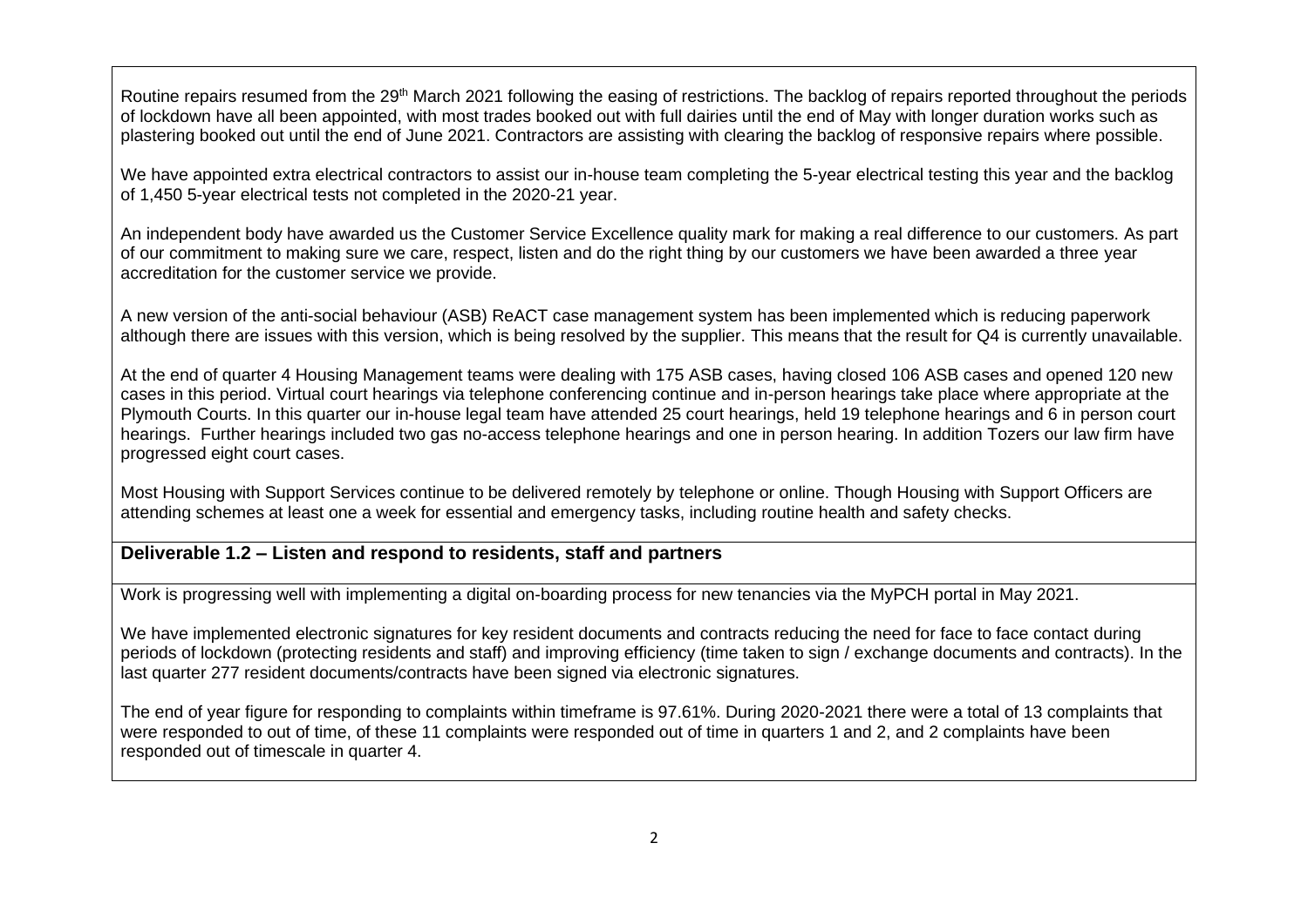Routine repairs resumed from the 29th March 2021 following the easing of restrictions. The backlog of repairs reported throughout the periods of lockdown have all been appointed, with most trades booked out with full dairies until the end of May with longer duration works such as plastering booked out until the end of June 2021. Contractors are assisting with clearing the backlog of responsive repairs where possible.

We have appointed extra electrical contractors to assist our in-house team completing the 5-year electrical testing this year and the backlog of 1,450 5-year electrical tests not completed in the 2020-21 year.

An independent body have awarded us the Customer Service Excellence quality mark for making a real difference to our customers. As part of our commitment to making sure we care, respect, listen and do the right thing by our customers we have been awarded a three year accreditation for the customer service we provide.

A new version of the anti-social behaviour (ASB) ReACT case management system has been implemented which is reducing paperwork although there are issues with this version, which is being resolved by the supplier. This means that the result for Q4 is currently unavailable.

At the end of quarter 4 Housing Management teams were dealing with 175 ASB cases, having closed 106 ASB cases and opened 120 new cases in this period. Virtual court hearings via telephone conferencing continue and in-person hearings take place where appropriate at the Plymouth Courts. In this quarter our in-house legal team have attended 25 court hearings, held 19 telephone hearings and 6 in person court hearings. Further hearings included two gas no-access telephone hearings and one in person hearing. In addition Tozers our law firm have progressed eight court cases.

Most Housing with Support Services continue to be delivered remotely by telephone or online. Though Housing with Support Officers are attending schemes at least one a week for essential and emergency tasks, including routine health and safety checks.

## Deliverable 1.2 – Listen and respond to residents, staff and partners

Work is progressing well with implementing a digital on-boarding process for new tenancies via the MyPCH portal in May 2021.

We have implemented electronic signatures for key resident documents and contracts reducing the need for face to face contact during periods of lockdown (protecting residents and staff) and improving efficiency (time taken to sign / exchange documents and contracts). In the last quarter 277 resident documents/contracts have been signed via electronic signatures.

The end of year figure for responding to complaints within timeframe is 97.61%. During 2020-2021 there were a total of 13 complaints that were responded to out of time, of these 11 complaints were responded out of time in quarters 1 and 2, and 2 complaints have been responded out of timescale in quarter 4.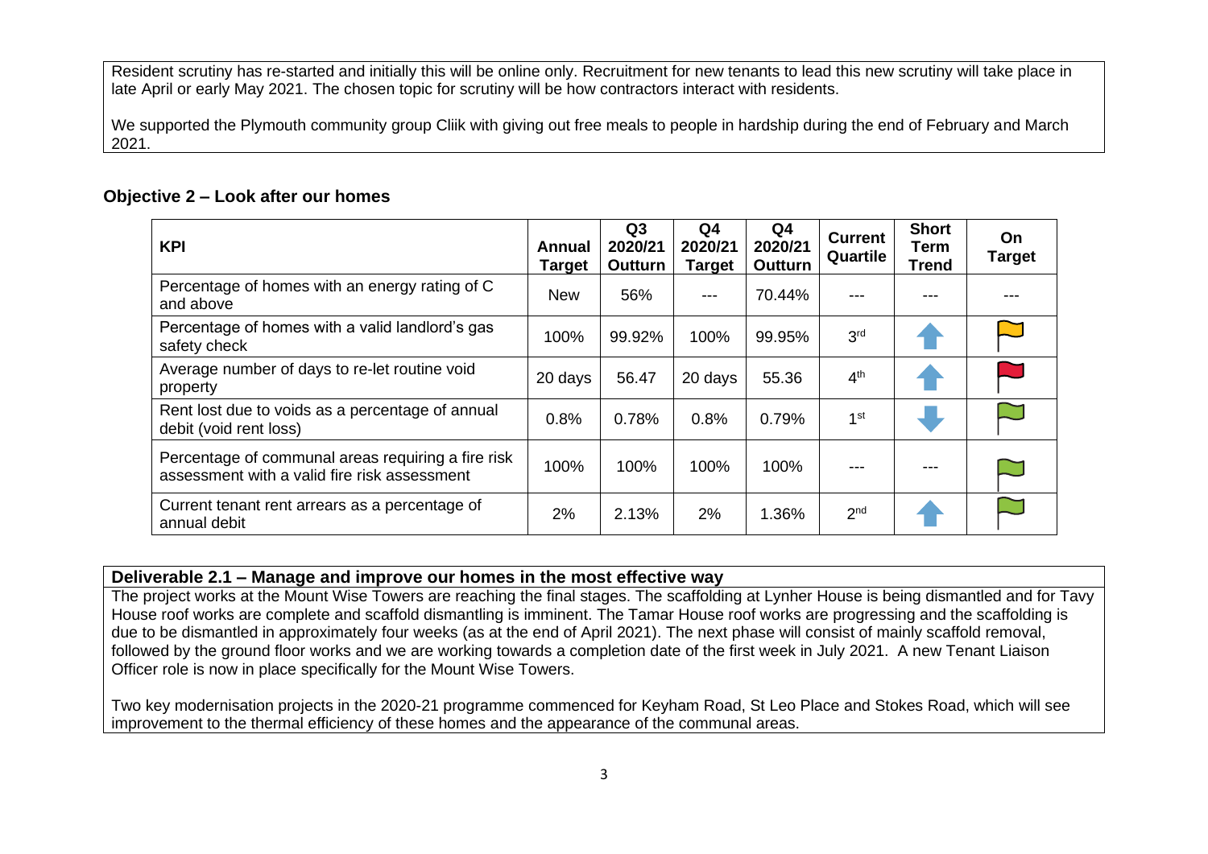Resident scrutiny has re-started and initially this will be online only. Recruitment for new tenants to lead this new scrutiny will take place in late April or early May 2021. The chosen topic for scrutiny will be how contractors interact with residents.

We supported the Plymouth community group Cliik with giving out free meals to people in hardship during the end of February and March 2021.

## Objective 2 – Look after our homes

| KPI | Annual Target | Q3 2020/21 Outturn | Q4 2020/21 Target | Q4 2020/21 Outturn | Current Quartile | Short Term Trend | On Target |
|---|---|---|---|---|---|---|---|
| Percentage of homes with an energy rating of C and above | New | 56% | --- | 70.44% | --- | --- | --- |
| Percentage of homes with a valid landlord's gas safety check | 100% | 99.92% | 100% | 99.95% | 3rd | Up | Amber |
| Average number of days to re-let routine void property | 20 days | 56.47 | 20 days | 55.36 | 4th | Up | Red |
| Rent lost due to voids as a percentage of annual debit (void rent loss) | 0.8% | 0.78% | 0.8% | 0.79% | 1st | Down | Green |
| Percentage of communal areas requiring a fire risk assessment with a valid fire risk assessment | 100% | 100% | 100% | 100% | --- | --- | Green |
| Current tenant rent arrears as a percentage of annual debit | 2% | 2.13% | 2% | 1.36% | 2nd | Up | Green |

### Deliverable 2.1 – Manage and improve our homes in the most effective way

The project works at the Mount Wise Towers are reaching the final stages. The scaffolding at Lynher House is being dismantled and for Tavy House roof works are complete and scaffold dismantling is imminent. The Tamar House roof works are progressing and the scaffolding is due to be dismantled in approximately four weeks (as at the end of April 2021). The next phase will consist of mainly scaffold removal, followed by the ground floor works and we are working towards a completion date of the first week in July 2021. A new Tenant Liaison Officer role is now in place specifically for the Mount Wise Towers.

Two key modernisation projects in the 2020-21 programme commenced for Keyham Road, St Leo Place and Stokes Road, which will see improvement to the thermal efficiency of these homes and the appearance of the communal areas.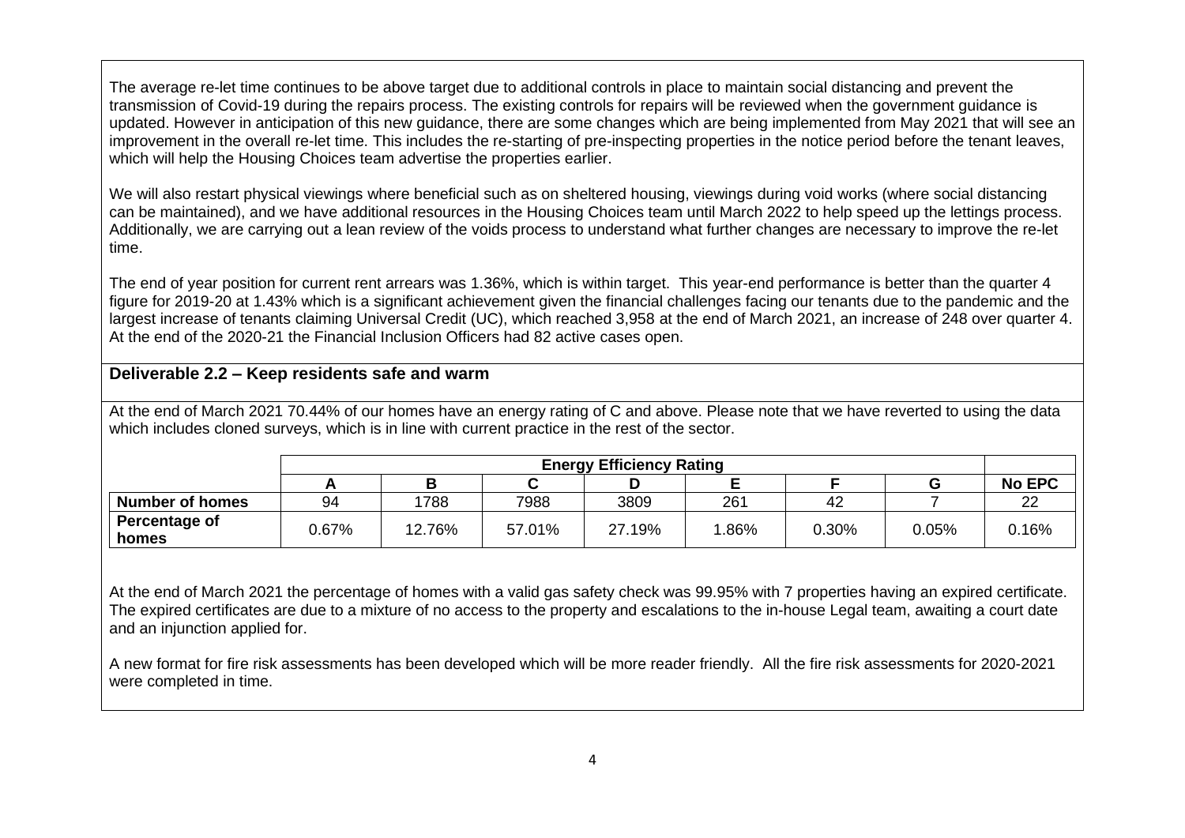The average re-let time continues to be above target due to additional controls in place to maintain social distancing and prevent the transmission of Covid-19 during the repairs process. The existing controls for repairs will be reviewed when the government guidance is updated. However in anticipation of this new guidance, there are some changes which are being implemented from May 2021 that will see an improvement in the overall re-let time. This includes the re-starting of pre-inspecting properties in the notice period before the tenant leaves, which will help the Housing Choices team advertise the properties earlier.

We will also restart physical viewings where beneficial such as on sheltered housing, viewings during void works (where social distancing can be maintained), and we have additional resources in the Housing Choices team until March 2022 to help speed up the lettings process. Additionally, we are carrying out a lean review of the voids process to understand what further changes are necessary to improve the re-let time.

The end of year position for current rent arrears was 1.36%, which is within target. This year-end performance is better than the quarter 4 figure for 2019-20 at 1.43% which is a significant achievement given the financial challenges facing our tenants due to the pandemic and the largest increase of tenants claiming Universal Credit (UC), which reached 3,958 at the end of March 2021, an increase of 248 over quarter 4. At the end of the 2020-21 the Financial Inclusion Officers had 82 active cases open.

## Deliverable 2.2 – Keep residents safe and warm

At the end of March 2021 70.44% of our homes have an energy rating of C and above. Please note that we have reverted to using the data which includes cloned surveys, which is in line with current practice in the rest of the sector.

| | Energy Efficiency Rating | | | | | | | |
|---|---|---|---|---|---|---|---|---|
| | **A** | **B** | **C** | **D** | **E** | **F** | **G** | **No EPC** |
| **Number of homes** | 94 | 1788 | 7988 | 3809 | 261 | 42 | 7 | 22 |
| **Percentage of homes** | 0.67% | 12.76% | 57.01% | 27.19% | 1.86% | 0.30% | 0.05% | 0.16% |

At the end of March 2021 the percentage of homes with a valid gas safety check was 99.95% with 7 properties having an expired certificate. The expired certificates are due to a mixture of no access to the property and escalations to the in-house Legal team, awaiting a court date and an injunction applied for.

A new format for fire risk assessments has been developed which will be more reader friendly. All the fire risk assessments for 2020-2021 were completed in time.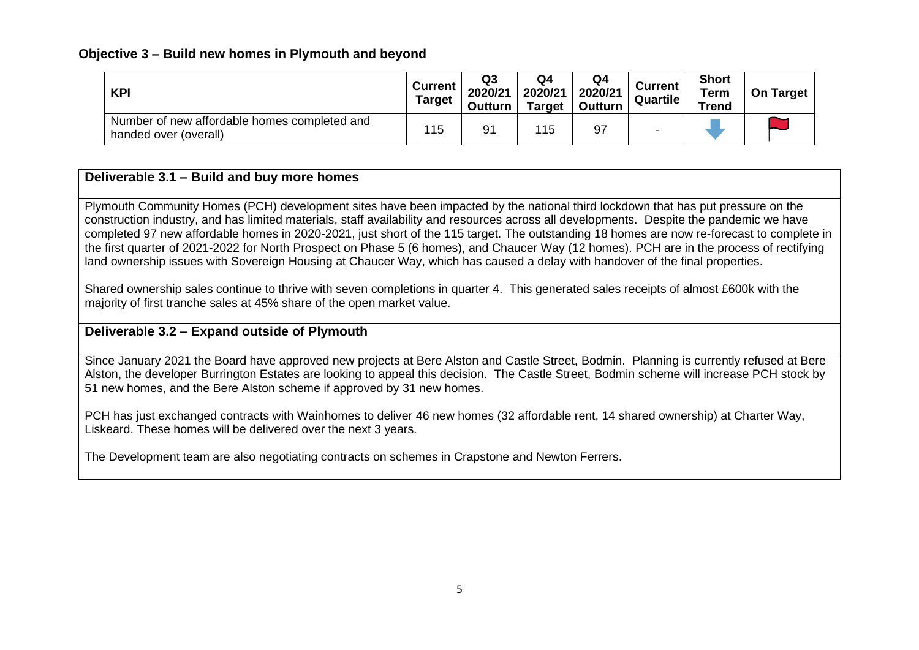### Objective 3 – Build new homes in Plymouth and beyond

| KPI | Current Target | Q3 2020/21 Outturn | Q4 2020/21 Target | Q4 2020/21 Outturn | Current Quartile | Short Term Trend | On Target |
|---|---|---|---|---|---|---|---|
| Number of new affordable homes completed and handed over (overall) | 115 | 91 | 115 | 97 | - | | |

#### Deliverable 3.1 – Build and buy more homes

Plymouth Community Homes (PCH) development sites have been impacted by the national third lockdown that has put pressure on the construction industry, and has limited materials, staff availability and resources across all developments. Despite the pandemic we have completed 97 new affordable homes in 2020-2021, just short of the 115 target. The outstanding 18 homes are now re-forecast to complete in the first quarter of 2021-2022 for North Prospect on Phase 5 (6 homes), and Chaucer Way (12 homes). PCH are in the process of rectifying land ownership issues with Sovereign Housing at Chaucer Way, which has caused a delay with handover of the final properties.

Shared ownership sales continue to thrive with seven completions in quarter 4. This generated sales receipts of almost £600k with the majority of first tranche sales at 45% share of the open market value.

#### Deliverable 3.2 – Expand outside of Plymouth

Since January 2021 the Board have approved new projects at Bere Alston and Castle Street, Bodmin. Planning is currently refused at Bere Alston, the developer Burrington Estates are looking to appeal this decision. The Castle Street, Bodmin scheme will increase PCH stock by 51 new homes, and the Bere Alston scheme if approved by 31 new homes.

PCH has just exchanged contracts with Wainhomes to deliver 46 new homes (32 affordable rent, 14 shared ownership) at Charter Way, Liskeard. These homes will be delivered over the next 3 years.

The Development team are also negotiating contracts on schemes in Crapstone and Newton Ferrers.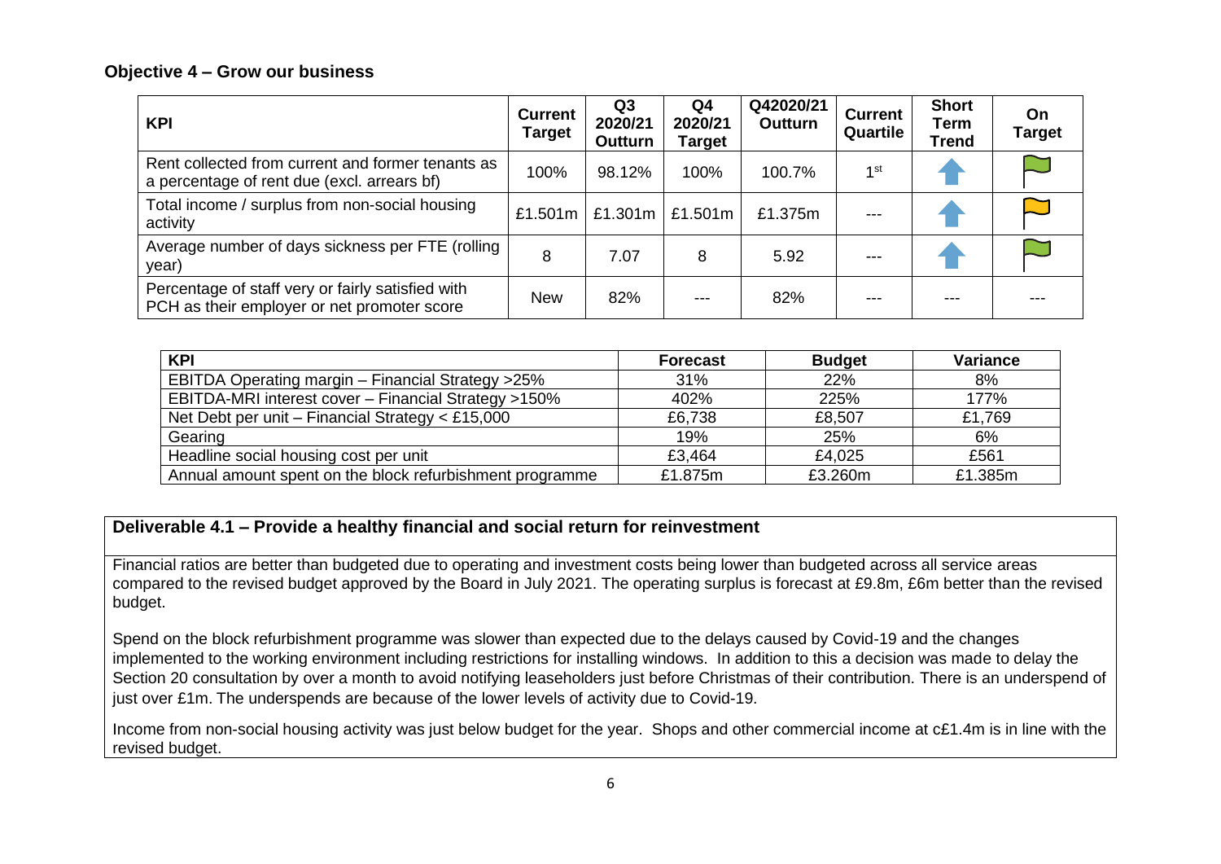## Objective 4 – Grow our business

| KPI | Current Target | Q3 2020/21 Outturn | Q4 2020/21 Target | Q42020/21 Outturn | Current Quartile | Short Term Trend | On Target |
|---|---|---|---|---|---|---|---|
| Rent collected from current and former tenants as a percentage of rent due (excl. arrears bf) | 100% | 98.12% | 100% | 100.7% | 1st | ↑ | Green flag |
| Total income / surplus from non-social housing activity | £1.501m | £1.301m | £1.501m | £1.375m | --- | ↑ | Amber flag |
| Average number of days sickness per FTE (rolling year) | 8 | 7.07 | 8 | 5.92 | --- | ↑ | Green flag |
| Percentage of staff very or fairly satisfied with PCH as their employer or net promoter score | New | 82% | --- | 82% | --- | --- | --- |

| KPI | Forecast | Budget | Variance |
|---|---|---|---|
| EBITDA Operating margin – Financial Strategy >25% | 31% | 22% | 8% |
| EBITDA-MRI interest cover – Financial Strategy >150% | 402% | 225% | 177% |
| Net Debt per unit – Financial Strategy < £15,000 | £6,738 | £8,507 | £1,769 |
| Gearing | 19% | 25% | 6% |
| Headline social housing cost per unit | £3,464 | £4,025 | £561 |
| Annual amount spent on the block refurbishment programme | £1.875m | £3.260m | £1.385m |

### Deliverable 4.1 – Provide a healthy financial and social return for reinvestment

Financial ratios are better than budgeted due to operating and investment costs being lower than budgeted across all service areas compared to the revised budget approved by the Board in July 2021. The operating surplus is forecast at £9.8m, £6m better than the revised budget.

Spend on the block refurbishment programme was slower than expected due to the delays caused by Covid-19 and the changes implemented to the working environment including restrictions for installing windows. In addition to this a decision was made to delay the Section 20 consultation by over a month to avoid notifying leaseholders just before Christmas of their contribution. There is an underspend of just over £1m. The underspends are because of the lower levels of activity due to Covid-19.

Income from non-social housing activity was just below budget for the year. Shops and other commercial income at c£1.4m is in line with the revised budget.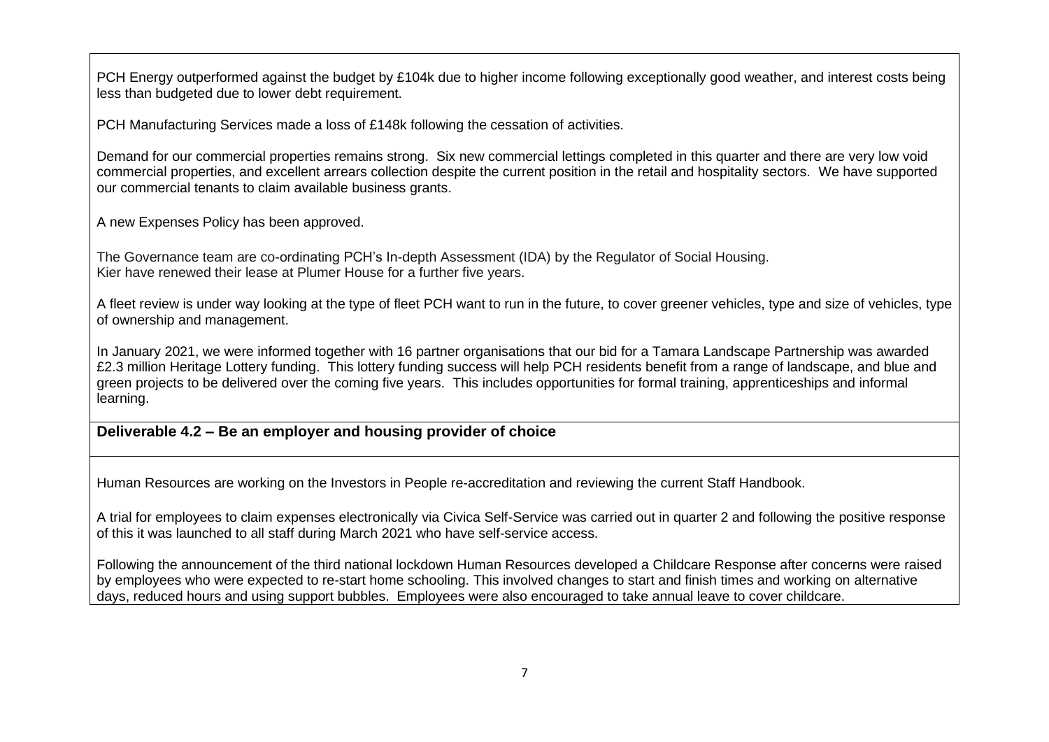PCH Energy outperformed against the budget by £104k due to higher income following exceptionally good weather, and interest costs being less than budgeted due to lower debt requirement.

PCH Manufacturing Services made a loss of £148k following the cessation of activities.

Demand for our commercial properties remains strong. Six new commercial lettings completed in this quarter and there are very low void commercial properties, and excellent arrears collection despite the current position in the retail and hospitality sectors. We have supported our commercial tenants to claim available business grants.

A new Expenses Policy has been approved.

The Governance team are co-ordinating PCH's In-depth Assessment (IDA) by the Regulator of Social Housing.
Kier have renewed their lease at Plumer House for a further five years.

A fleet review is under way looking at the type of fleet PCH want to run in the future, to cover greener vehicles, type and size of vehicles, type of ownership and management.

In January 2021, we were informed together with 16 partner organisations that our bid for a Tamara Landscape Partnership was awarded £2.3 million Heritage Lottery funding. This lottery funding success will help PCH residents benefit from a range of landscape, and blue and green projects to be delivered over the coming five years. This includes opportunities for formal training, apprenticeships and informal learning.

**Deliverable 4.2 – Be an employer and housing provider of choice**

Human Resources are working on the Investors in People re-accreditation and reviewing the current Staff Handbook.

A trial for employees to claim expenses electronically via Civica Self-Service was carried out in quarter 2 and following the positive response of this it was launched to all staff during March 2021 who have self-service access.

Following the announcement of the third national lockdown Human Resources developed a Childcare Response after concerns were raised by employees who were expected to re-start home schooling. This involved changes to start and finish times and working on alternative days, reduced hours and using support bubbles. Employees were also encouraged to take annual leave to cover childcare.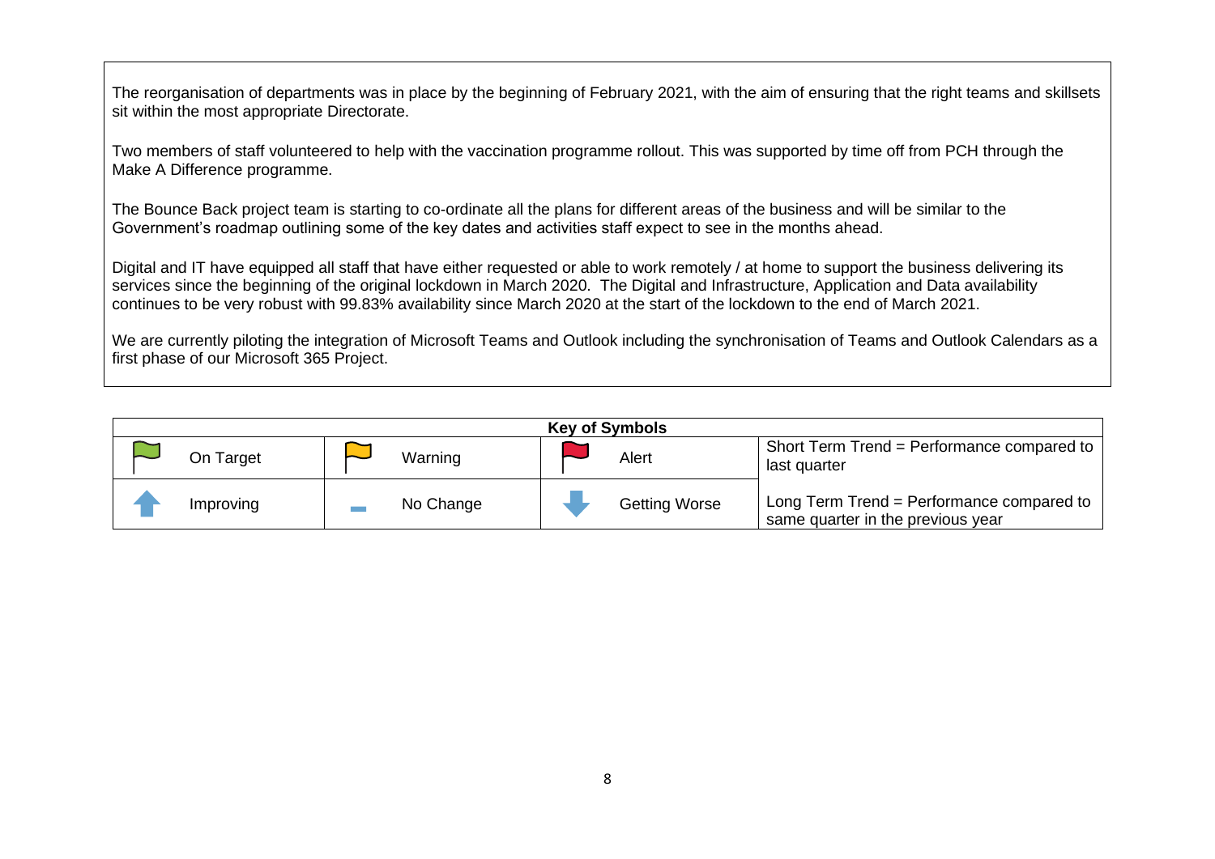The reorganisation of departments was in place by the beginning of February 2021, with the aim of ensuring that the right teams and skillsets sit within the most appropriate Directorate.

Two members of staff volunteered to help with the vaccination programme rollout. This was supported by time off from PCH through the Make A Difference programme.

The Bounce Back project team is starting to co-ordinate all the plans for different areas of the business and will be similar to the Government's roadmap outlining some of the key dates and activities staff expect to see in the months ahead.

Digital and IT have equipped all staff that have either requested or able to work remotely / at home to support the business delivering its services since the beginning of the original lockdown in March 2020. The Digital and Infrastructure, Application and Data availability continues to be very robust with 99.83% availability since March 2020 at the start of the lockdown to the end of March 2021.

We are currently piloting the integration of Microsoft Teams and Outlook including the synchronisation of Teams and Outlook Calendars as a first phase of our Microsoft 365 Project.

| Key of Symbols | | | | | | |
|---|---|---|---|---|---|---|
| | On Target | | Warning | | Alert | Short Term Trend = Performance compared to last quarter |
| | Improving | | No Change | | Getting Worse | Long Term Trend = Performance compared to same quarter in the previous year |